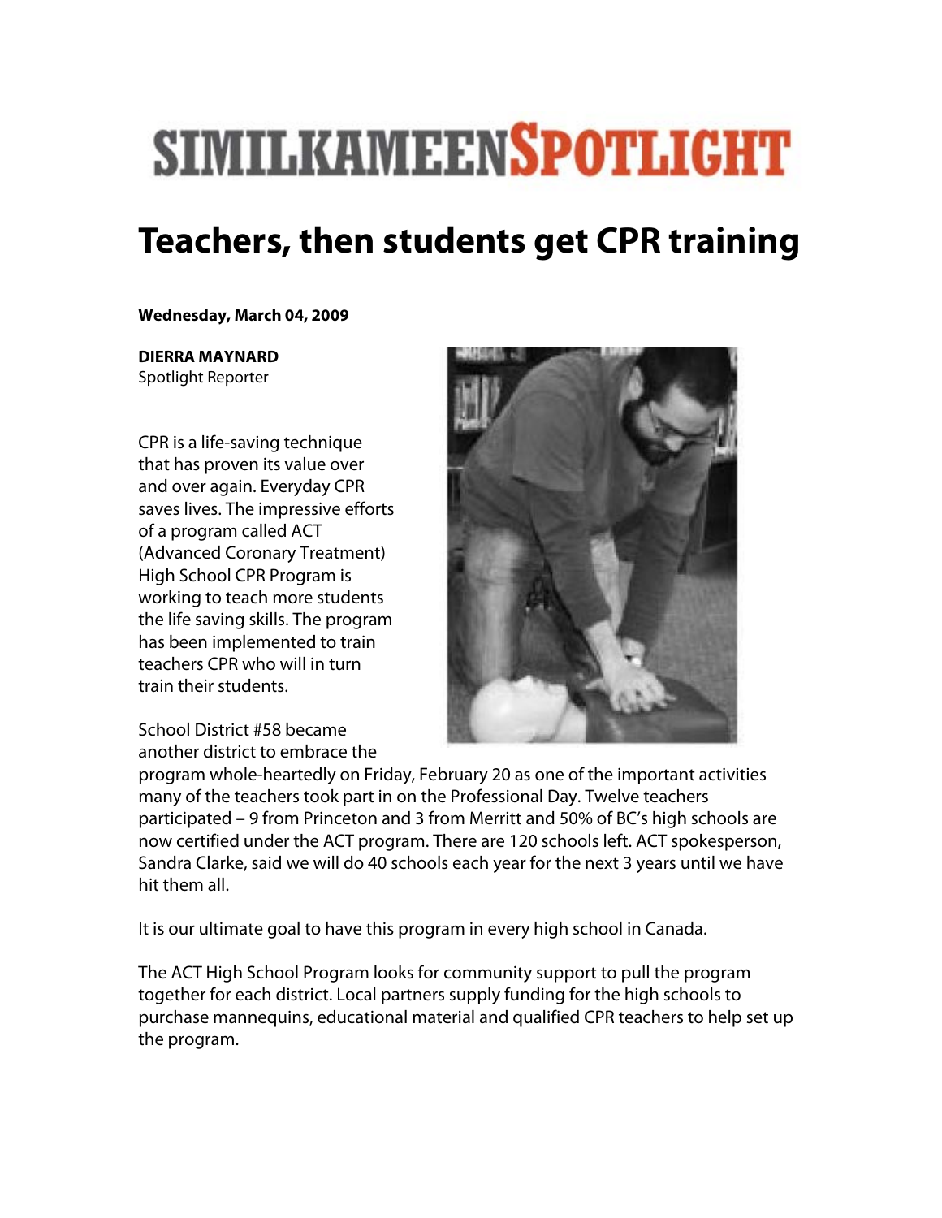# SIMILKAMEEN SPOTLIGHT

## Teachers, then students get CPR training

**Wednesday, March 04, 2009**

**DIERRA MAYNARD**
Spotlight Reporter

CPR is a life-saving technique that has proven its value over and over again. Everyday CPR saves lives. The impressive efforts of a program called ACT (Advanced Coronary Treatment) High School CPR Program is working to teach more students the life saving skills. The program has been implemented to train teachers CPR who will in turn train their students.

School District #58 became another district to embrace the program whole-heartedly on Friday, February 20 as one of the important activities many of the teachers took part in on the Professional Day. Twelve teachers participated – 9 from Princeton and 3 from Merritt and 50% of BC's high schools are now certified under the ACT program. There are 120 schools left. ACT spokesperson, Sandra Clarke, said we will do 40 schools each year for the next 3 years until we have hit them all.

It is our ultimate goal to have this program in every high school in Canada.

The ACT High School Program looks for community support to pull the program together for each district. Local partners supply funding for the high schools to purchase mannequins, educational material and qualified CPR teachers to help set up the program.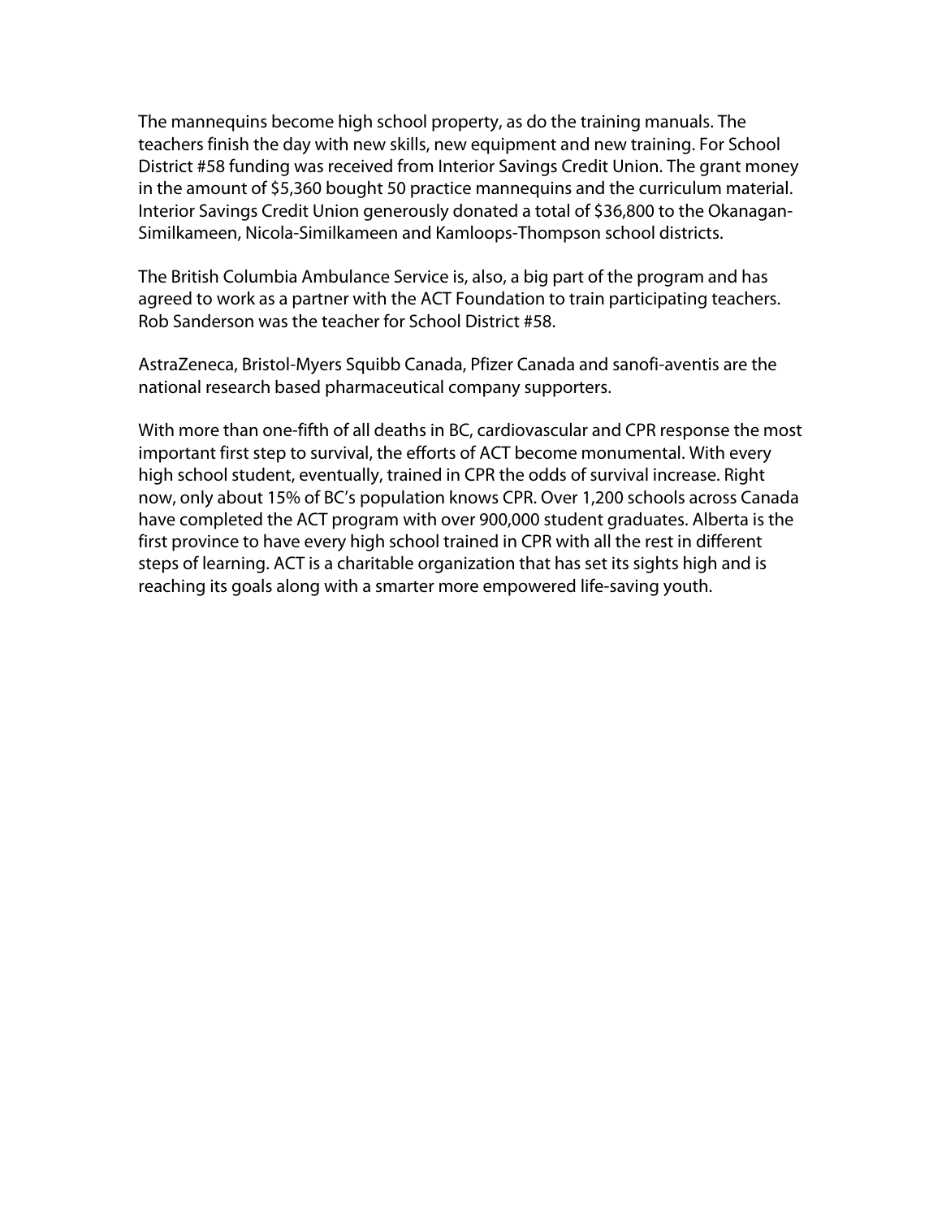The mannequins become high school property, as do the training manuals. The teachers finish the day with new skills, new equipment and new training. For School District #58 funding was received from Interior Savings Credit Union. The grant money in the amount of $5,360 bought 50 practice mannequins and the curriculum material. Interior Savings Credit Union generously donated a total of $36,800 to the Okanagan-Similkameen, Nicola-Similkameen and Kamloops-Thompson school districts.

The British Columbia Ambulance Service is, also, a big part of the program and has agreed to work as a partner with the ACT Foundation to train participating teachers. Rob Sanderson was the teacher for School District #58.

AstraZeneca, Bristol-Myers Squibb Canada, Pfizer Canada and sanofi-aventis are the national research based pharmaceutical company supporters.

With more than one-fifth of all deaths in BC, cardiovascular and CPR response the most important first step to survival, the efforts of ACT become monumental. With every high school student, eventually, trained in CPR the odds of survival increase. Right now, only about 15% of BC's population knows CPR. Over 1,200 schools across Canada have completed the ACT program with over 900,000 student graduates. Alberta is the first province to have every high school trained in CPR with all the rest in different steps of learning. ACT is a charitable organization that has set its sights high and is reaching its goals along with a smarter more empowered life-saving youth.